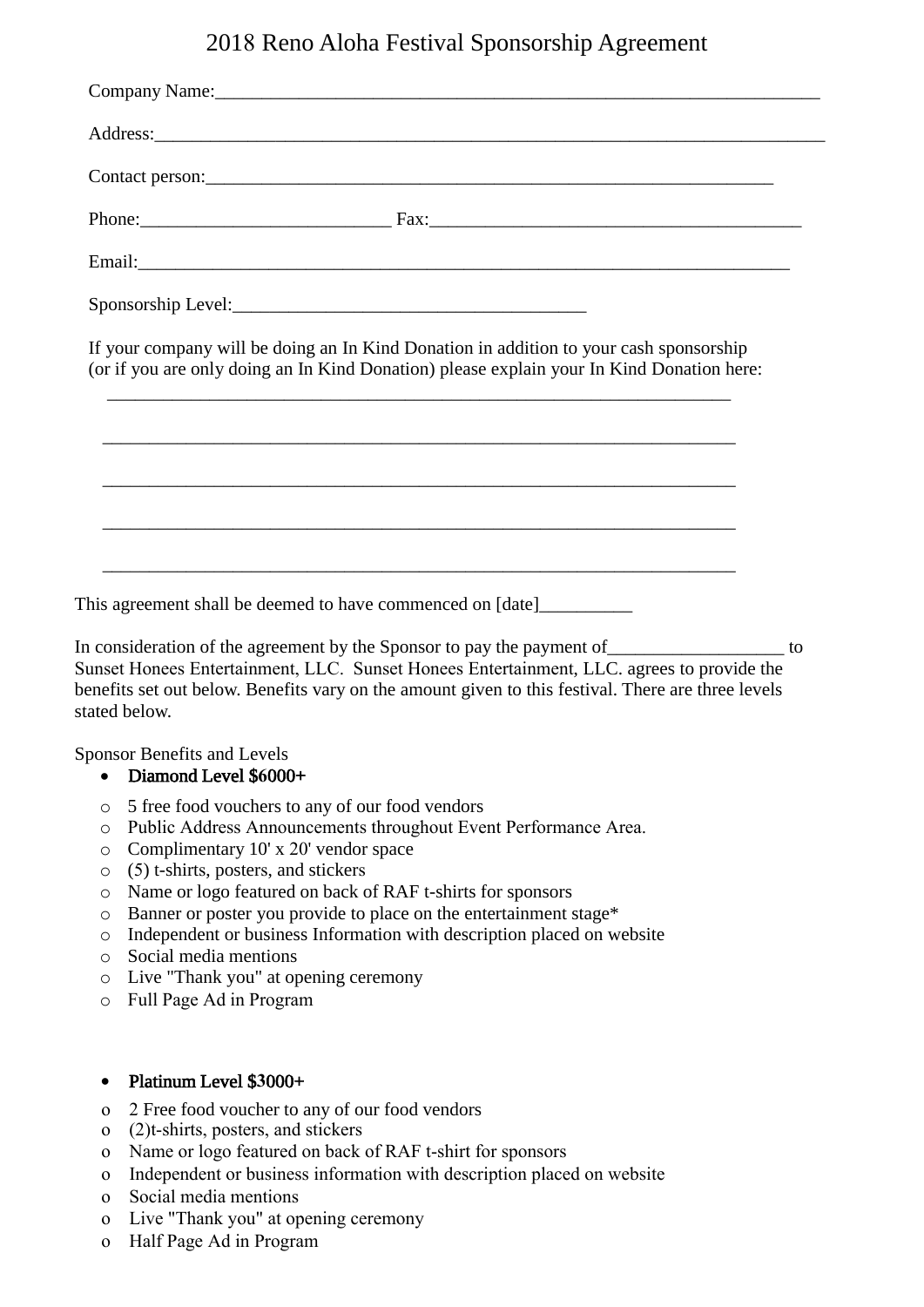# 2018 Reno Aloha Festival Sponsorship Agreement

Company Name:_______________________________________________________________

Address:____________________________________________________________________

Contact person:_____________________________________________________________

Phone:__________________________ Fax:______________________________________

Email:______________________________________________________________________

Sponsorship Level:_____________________________________

If your company will be doing an In Kind Donation in addition to your cash sponsorship (or if you are only doing an In Kind Donation) please explain your In Kind Donation here:

__________________________________________________________________

__________________________________________________________________

__________________________________________________________________

__________________________________________________________________

__________________________________________________________________

This agreement shall be deemed to have commenced on [date]__________

In consideration of the agreement by the Sponsor to pay the payment of__________________ to Sunset Honees Entertainment, LLC. Sunset Honees Entertainment, LLC. agrees to provide the benefits set out below. Benefits vary on the amount given to this festival. There are three levels stated below.

Sponsor Benefits and Levels

- Diamond Level $6000+
  - 5 free food vouchers to any of our food vendors
  - Public Address Announcements throughout Event Performance Area.
  - Complimentary 10' x 20' vendor space
  - (5) t-shirts, posters, and stickers
  - Name or logo featured on back of RAF t-shirts for sponsors
  - Banner or poster you provide to place on the entertainment stage*
  - Independent or business Information with description placed on website
  - Social media mentions
  - Live "Thank you" at opening ceremony
  - Full Page Ad in Program

- Platinum Level $3000+
  - 2 Free food voucher to any of our food vendors
  - (2)t-shirts, posters, and stickers
  - Name or logo featured on back of RAF t-shirt for sponsors
  - Independent or business information with description placed on website
  - Social media mentions
  - Live "Thank you" at opening ceremony
  - Half Page Ad in Program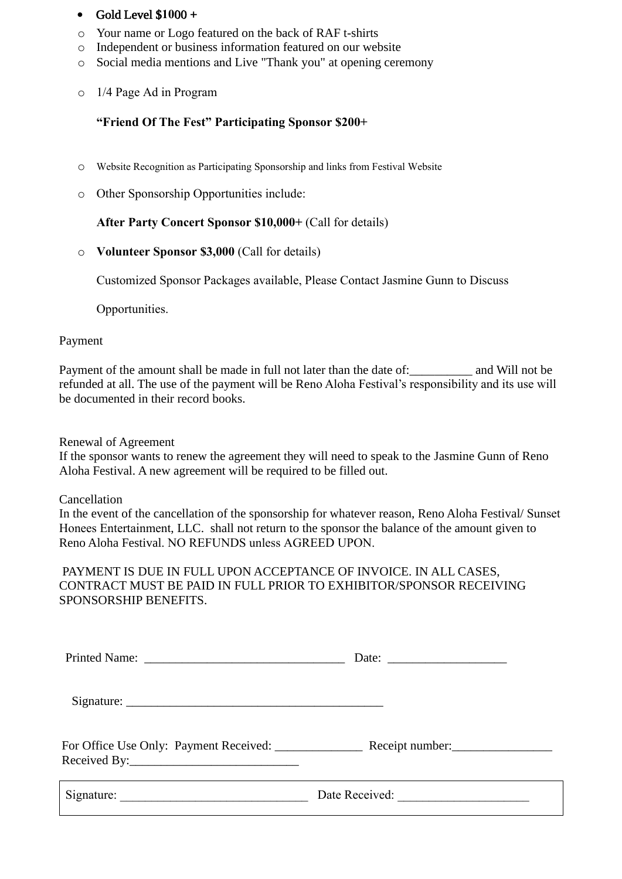- **Gold Level $1000 +**
  - Your name or Logo featured on the back of RAF t-shirts
  - Independent or business information featured on our website
  - Social media mentions and Live "Thank you" at opening ceremony
  - 1/4 Page Ad in Program

    **"Friend Of The Fest" Participating Sponsor $200+**

  - Website Recognition as Participating Sponsorship and links from Festival Website
  - Other Sponsorship Opportunities include:

    **After Party Concert Sponsor $10,000+** (Call for details)

  - **Volunteer Sponsor $3,000** (Call for details)

    Customized Sponsor Packages available, Please Contact Jasmine Gunn to Discuss

    Opportunities.

Payment

Payment of the amount shall be made in full not later than the date of:__________ and Will not be refunded at all. The use of the payment will be Reno Aloha Festival's responsibility and its use will be documented in their record books.

Renewal of Agreement
If the sponsor wants to renew the agreement they will need to speak to the Jasmine Gunn of Reno Aloha Festival. A new agreement will be required to be filled out.

Cancellation
In the event of the cancellation of the sponsorship for whatever reason, Reno Aloha Festival/ Sunset Honees Entertainment, LLC. shall not return to the sponsor the balance of the amount given to Reno Aloha Festival. NO REFUNDS unless AGREED UPON.

PAYMENT IS DUE IN FULL UPON ACCEPTANCE OF INVOICE. IN ALL CASES, CONTRACT MUST BE PAID IN FULL PRIOR TO EXHIBITOR/SPONSOR RECEIVING SPONSORSHIP BENEFITS.

Printed Name: _______________________________ Date: __________________

Signature: ________________________________________

For Office Use Only: Payment Received: _____________ Receipt number:_______________
Received By:__________________________

Signature: ____________________________ Date Received: ___________________